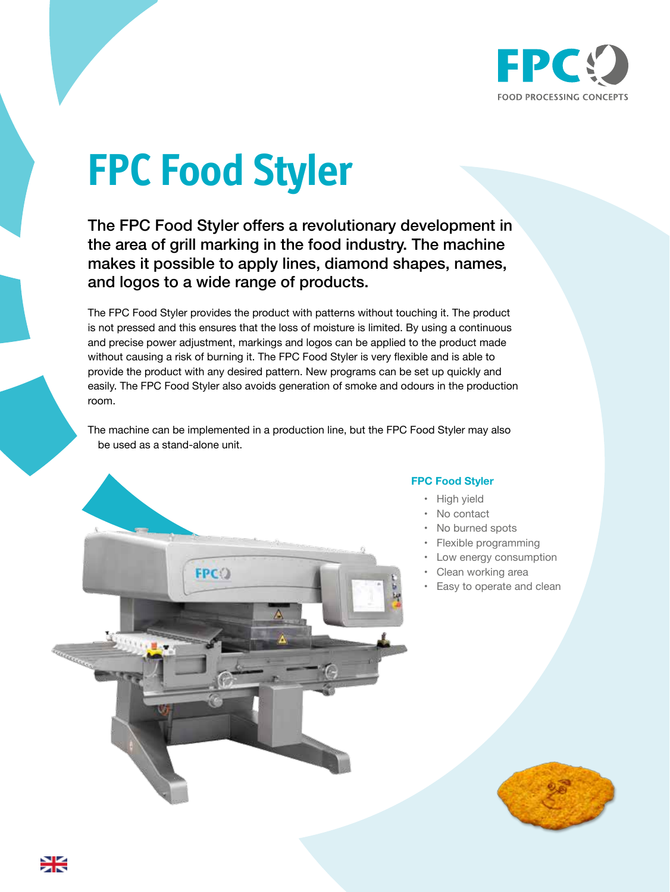FPC FOOD PROCESSING CONCEPTS

# FPC Food Styler

**The FPC Food Styler offers a revolutionary development in the area of grill marking in the food industry. The machine makes it possible to apply lines, diamond shapes, names, and logos to a wide range of products.**

The FPC Food Styler provides the product with patterns without touching it. The product is not pressed and this ensures that the loss of moisture is limited. By using a continuous and precise power adjustment, markings and logos can be applied to the product made without causing a risk of burning it. The FPC Food Styler is very flexible and is able to provide the product with any desired pattern. New programs can be set up quickly and easily. The FPC Food Styler also avoids generation of smoke and odours in the production room.

The machine can be implemented in a production line, but the FPC Food Styler may also be used as a stand-alone unit.

### FPC Food Styler

- High yield
- No contact
- No burned spots
- Flexible programming
- Low energy consumption
- Clean working area
- Easy to operate and clean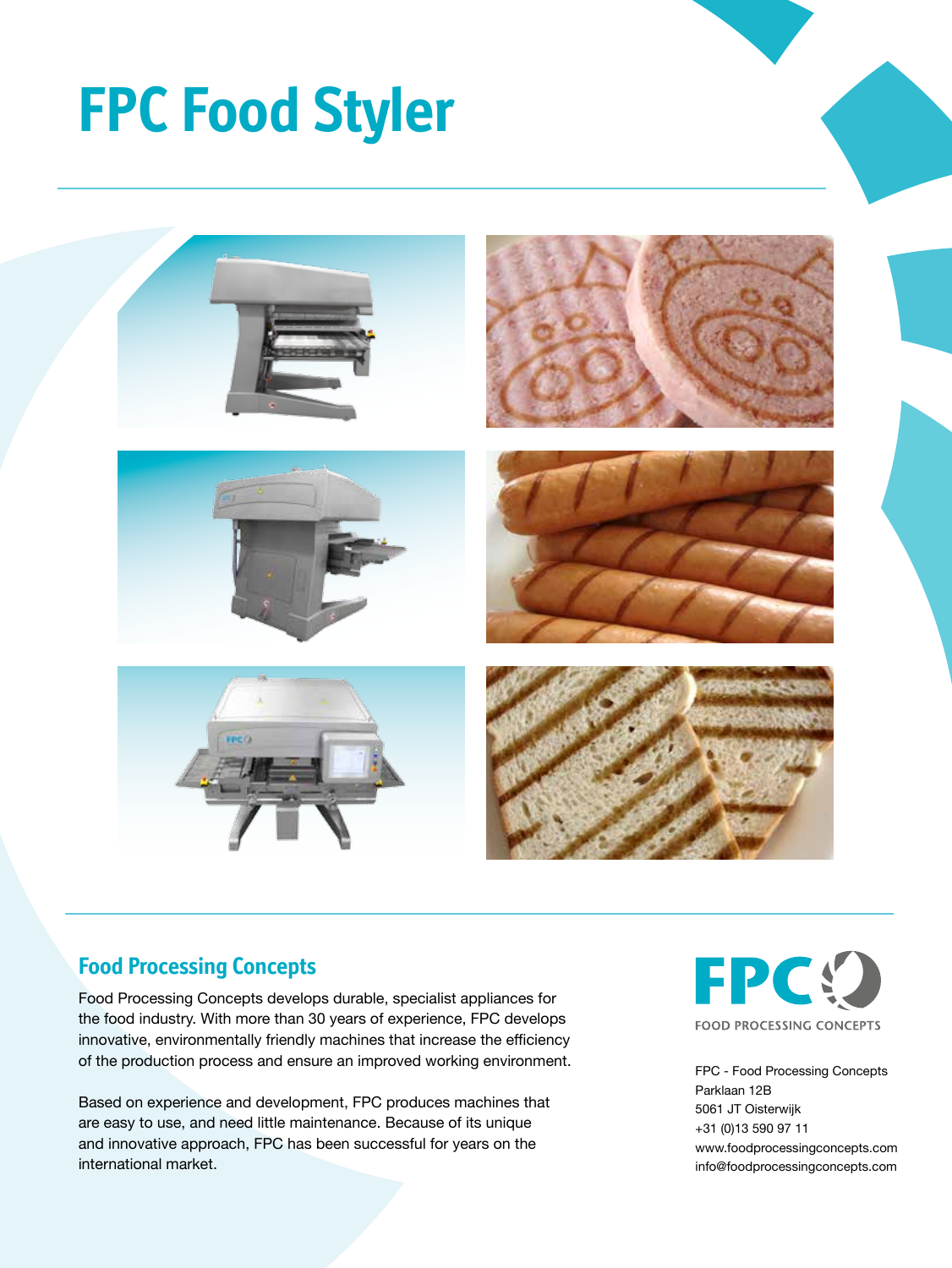# FPC Food Styler

## Food Processing Concepts

Food Processing Concepts develops durable, specialist appliances for the food industry. With more than 30 years of experience, FPC develops innovative, environmentally friendly machines that increase the efficiency of the production process and ensure an improved working environment.

Based on experience and development, FPC produces machines that are easy to use, and need little maintenance. Because of its unique and innovative approach, FPC has been successful for years on the international market.

FPC
FOOD PROCESSING CONCEPTS

FPC - Food Processing Concepts
Parklaan 12B
5061 JT Oisterwijk
+31 (0)13 590 97 11
www.foodprocessingconcepts.com
info@foodprocessingconcepts.com